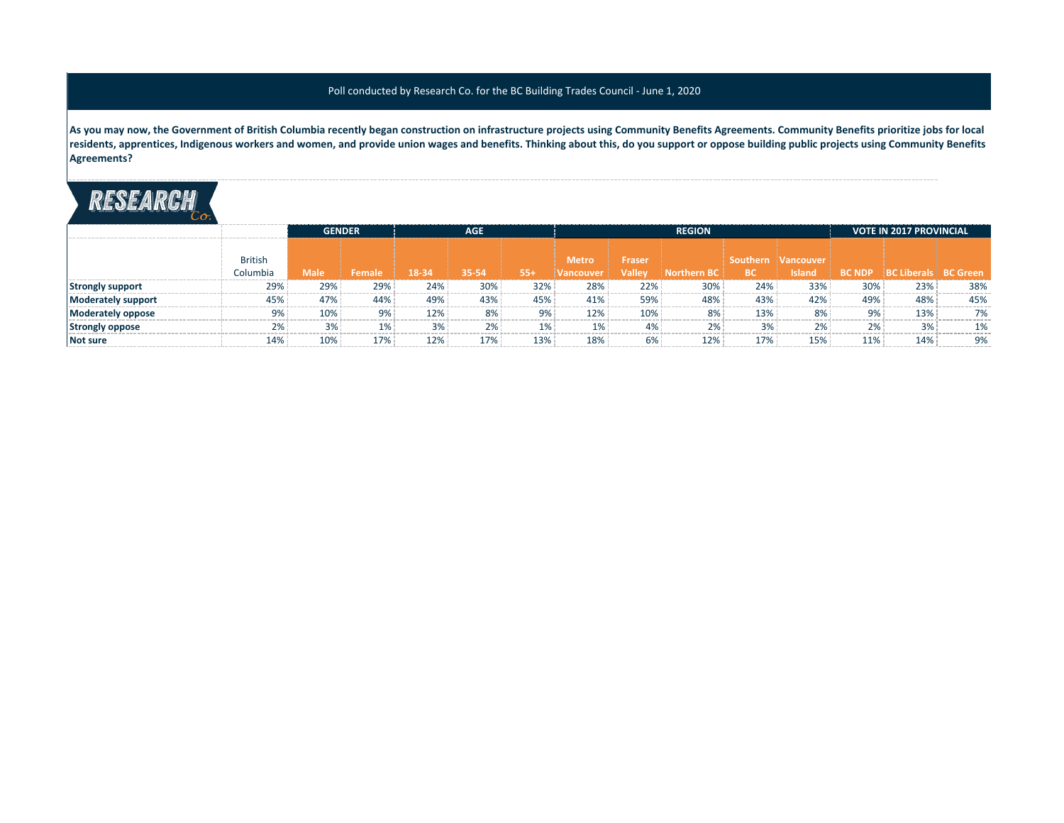Poll conducted by Research Co. for the BC Building Trades Council - June 1, 2020

**As you may now, the Government of British Columbia recently began construction on infrastructure projects using Community Benefits Agreements. Community Benefits prioritize jobs for local residents, apprentices, Indigenous workers and women, and provide union wages and benefits. Thinking about this, do you support or oppose building public projects using Community Benefits Agreements?**

RESEARCH Co.

| | | GENDER | | AGE | | | REGION | | | | | VOTE IN 2017 PROVINCIAL | | |
|---|---|---|---|---|---|---|---|---|---|---|---|---|---|---|
| | British Columbia | Male | Female | 18-34 | 35-54 | 55+ | Metro Vancouver | Fraser Valley | Northern BC | Southern BC | Vancouver Island | BC NDP | BC Liberals | BC Green |
| **Strongly support** | 29% | 29% | 29% | 24% | 30% | 32% | 28% | 22% | 30% | 24% | 33% | 30% | 23% | 38% |
| **Moderately support** | 45% | 47% | 44% | 49% | 43% | 45% | 41% | 59% | 48% | 43% | 42% | 49% | 48% | 45% |
| **Moderately oppose** | 9% | 10% | 9% | 12% | 8% | 9% | 12% | 10% | 8% | 13% | 8% | 9% | 13% | 7% |
| **Strongly oppose** | 2% | 3% | 1% | 3% | 2% | 1% | 1% | 4% | 2% | 3% | 2% | 2% | 3% | 1% |
| **Not sure** | 14% | 10% | 17% | 12% | 17% | 13% | 18% | 6% | 12% | 17% | 15% | 11% | 14% | 9% |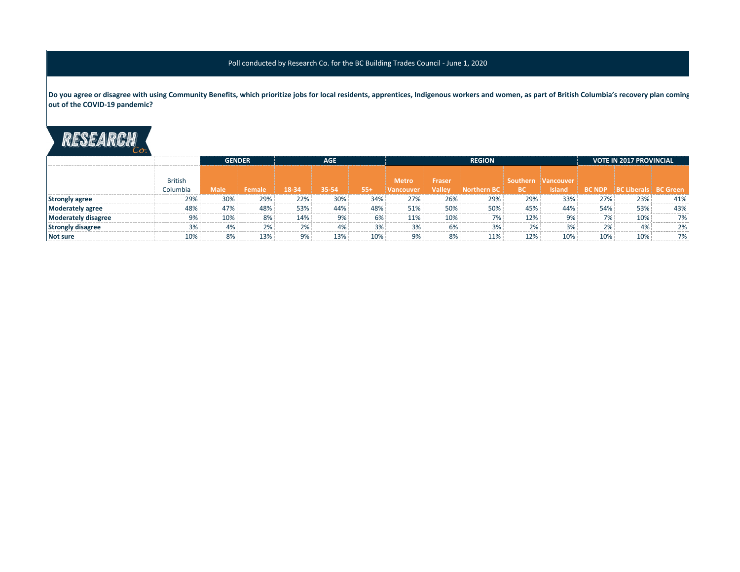Poll conducted by Research Co. for the BC Building Trades Council - June 1, 2020

**Do you agree or disagree with using Community Benefits, which prioritize jobs for local residents, apprentices, Indigenous workers and women, as part of British Columbia's recovery plan coming out of the COVID-19 pandemic?**

RESEARCH Co.

| | | GENDER | | AGE | | | REGION | | | | | VOTE IN 2017 PROVINCIAL | | |
|---|---|---|---|---|---|---|---|---|---|---|---|---|---|---|
| | British Columbia | Male | Female | 18-34 | 35-54 | 55+ | Metro Vancouver | Fraser Valley | Northern BC | Southern BC | Vancouver Island | BC NDP | BC Liberals | BC Green |
| **Strongly agree** | 29% | 30% | 29% | 22% | 30% | 34% | 27% | 26% | 29% | 29% | 33% | 27% | 23% | 41% |
| **Moderately agree** | 48% | 47% | 48% | 53% | 44% | 48% | 51% | 50% | 50% | 45% | 44% | 54% | 53% | 43% |
| **Moderately disagree** | 9% | 10% | 8% | 14% | 9% | 6% | 11% | 10% | 7% | 12% | 9% | 7% | 10% | 7% |
| **Strongly disagree** | 3% | 4% | 2% | 2% | 4% | 3% | 3% | 6% | 3% | 2% | 3% | 2% | 4% | 2% |
| **Not sure** | 10% | 8% | 13% | 9% | 13% | 10% | 9% | 8% | 11% | 12% | 10% | 10% | 10% | 7% |